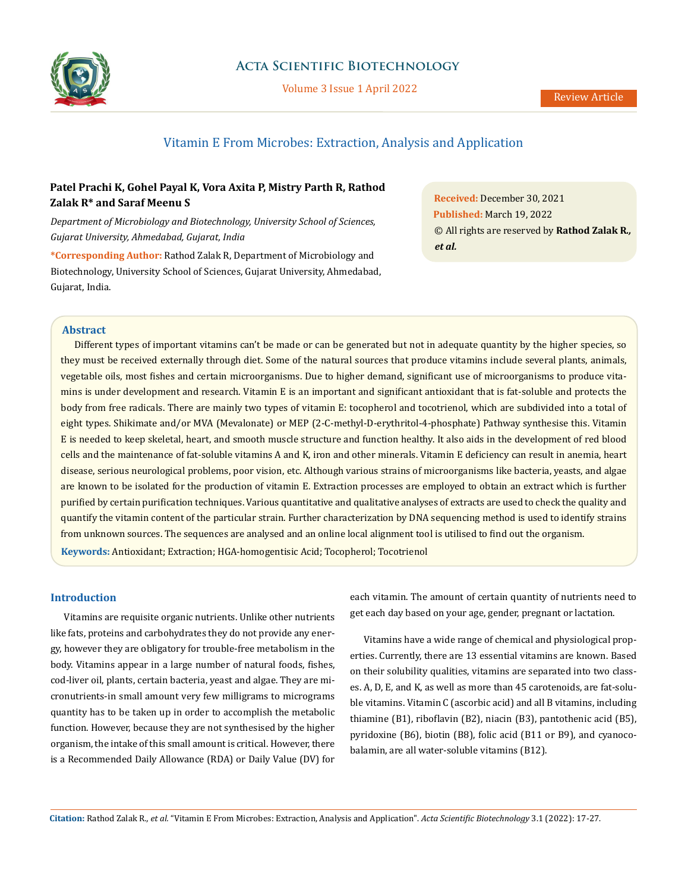# Vitamin E From Microbes: Extraction, Analysis and Application

**Patel Prachi K, Gohel Payal K, Vora Axita P, Mistry Parth R, Rathod Zalak R\* and Saraf Meenu S**

*Department of Microbiology and Biotechnology, University School of Sciences, Gujarat University, Ahmedabad, Gujarat, India*

**\*Corresponding Author:** Rathod Zalak R, Department of Microbiology and Biotechnology, University School of Sciences, Gujarat University, Ahmedabad, Gujarat, India.

**Received:** December 30, 2021
**Published:** March 19, 2022
© All rights are reserved by **Rathod Zalak R., *et al.***

## Abstract

Different types of important vitamins can't be made or can be generated but not in adequate quantity by the higher species, so they must be received externally through diet. Some of the natural sources that produce vitamins include several plants, animals, vegetable oils, most fishes and certain microorganisms. Due to higher demand, significant use of microorganisms to produce vitamins is under development and research. Vitamin E is an important and significant antioxidant that is fat-soluble and protects the body from free radicals. There are mainly two types of vitamin E: tocopherol and tocotrienol, which are subdivided into a total of eight types. Shikimate and/or MVA (Mevalonate) or MEP (2-C-methyl-D-erythritol-4-phosphate) Pathway synthesise this. Vitamin E is needed to keep skeletal, heart, and smooth muscle structure and function healthy. It also aids in the development of red blood cells and the maintenance of fat-soluble vitamins A and K, iron and other minerals. Vitamin E deficiency can result in anemia, heart disease, serious neurological problems, poor vision, etc. Although various strains of microorganisms like bacteria, yeasts, and algae are known to be isolated for the production of vitamin E. Extraction processes are employed to obtain an extract which is further purified by certain purification techniques. Various quantitative and qualitative analyses of extracts are used to check the quality and quantify the vitamin content of the particular strain. Further characterization by DNA sequencing method is used to identify strains from unknown sources. The sequences are analysed and an online local alignment tool is utilised to find out the organism.

**Keywords:** Antioxidant; Extraction; HGA-homogentisic Acid; Tocopherol; Tocotrienol

## Introduction

Vitamins are requisite organic nutrients. Unlike other nutrients like fats, proteins and carbohydrates they do not provide any energy, however they are obligatory for trouble-free metabolism in the body. Vitamins appear in a large number of natural foods, fishes, cod-liver oil, plants, certain bacteria, yeast and algae. They are micronutrients-in small amount very few milligrams to micrograms quantity has to be taken up in order to accomplish the metabolic function. However, because they are not synthesised by the higher organism, the intake of this small amount is critical. However, there is a Recommended Daily Allowance (RDA) or Daily Value (DV) for each vitamin. The amount of certain quantity of nutrients need to get each day based on your age, gender, pregnant or lactation.

Vitamins have a wide range of chemical and physiological properties. Currently, there are 13 essential vitamins are known. Based on their solubility qualities, vitamins are separated into two classes. A, D, E, and K, as well as more than 45 carotenoids, are fat-soluble vitamins. Vitamin C (ascorbic acid) and all B vitamins, including thiamine (B1), riboflavin (B2), niacin (B3), pantothenic acid (B5), pyridoxine (B6), biotin (B8), folic acid (B11 or B9), and cyanocobalamin, are all water-soluble vitamins (B12).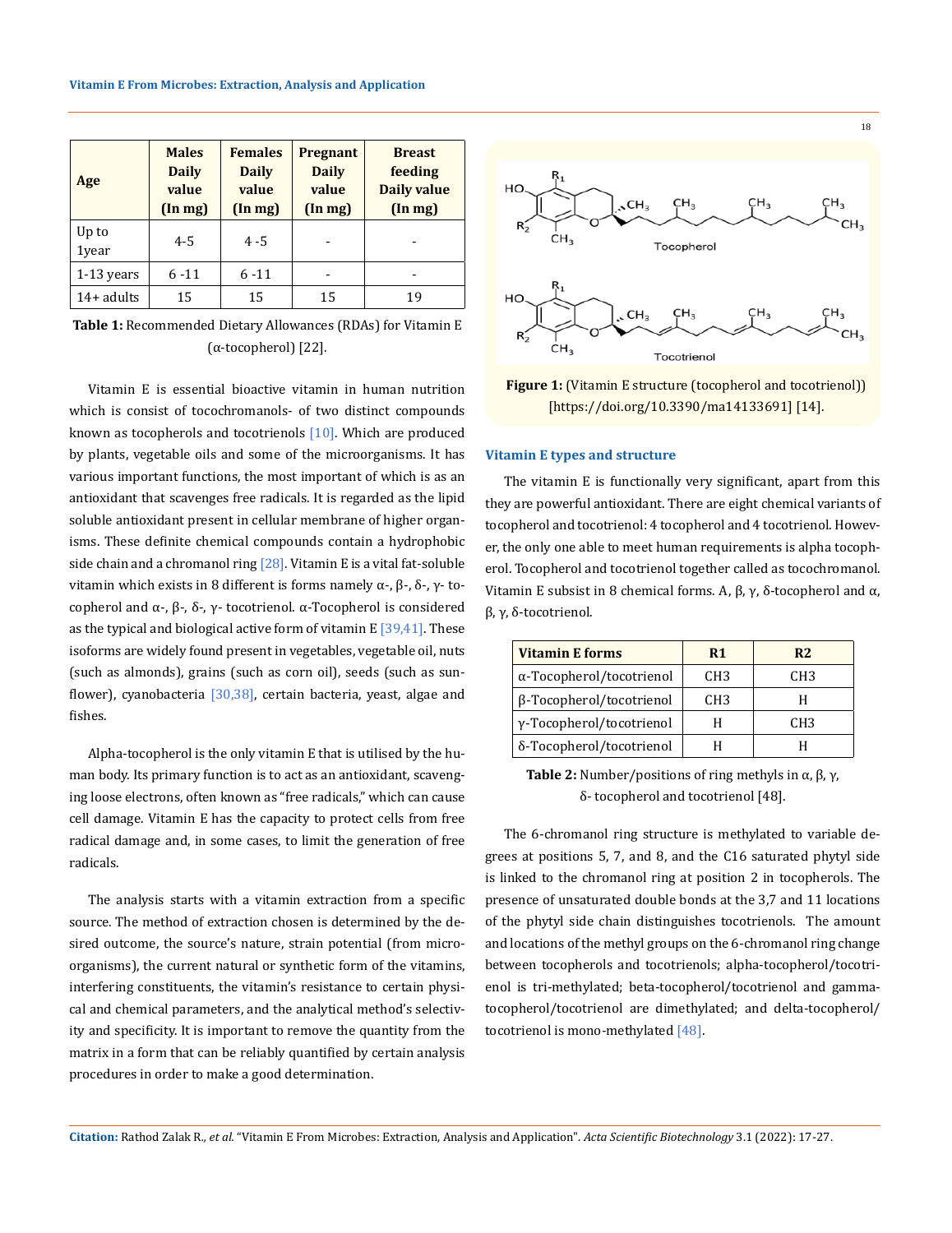| Age | Males Daily value (In mg) | Females Daily value (In mg) | Pregnant Daily value (In mg) | Breast feeding Daily value (In mg) |
|---|---|---|---|---|
| Up to 1year | 4-5 | 4 -5 | - | - |
| 1-13 years | 6 -11 | 6 -11 | - | - |
| 14+ adults | 15 | 15 | 15 | 19 |

**Table 1:** Recommended Dietary Allowances (RDAs) for Vitamin E (α-tocopherol) [22].

Vitamin E is essential bioactive vitamin in human nutrition which is consist of tocochromanols- of two distinct compounds known as tocopherols and tocotrienols [10]. Which are produced by plants, vegetable oils and some of the microorganisms. It has various important functions, the most important of which is as an antioxidant that scavenges free radicals. It is regarded as the lipid soluble antioxidant present in cellular membrane of higher organisms. These definite chemical compounds contain a hydrophobic side chain and a chromanol ring [28]. Vitamin E is a vital fat-soluble vitamin which exists in 8 different is forms namely α-, β-, δ-, γ- tocopherol and α-, β-, δ-, γ- tocotrienol. α-Tocopherol is considered as the typical and biological active form of vitamin E [39,41]. These isoforms are widely found present in vegetables, vegetable oil, nuts (such as almonds), grains (such as corn oil), seeds (such as sunflower), cyanobacteria [30,38], certain bacteria, yeast, algae and fishes.

Alpha-tocopherol is the only vitamin E that is utilised by the human body. Its primary function is to act as an antioxidant, scavenging loose electrons, often known as "free radicals," which can cause cell damage. Vitamin E has the capacity to protect cells from free radical damage and, in some cases, to limit the generation of free radicals.

The analysis starts with a vitamin extraction from a specific source. The method of extraction chosen is determined by the desired outcome, the source's nature, strain potential (from microorganisms), the current natural or synthetic form of the vitamins, interfering constituents, the vitamin's resistance to certain physical and chemical parameters, and the analytical method's selectivity and specificity. It is important to remove the quantity from the matrix in a form that can be reliably quantified by certain analysis procedures in order to make a good determination.

**Figure 1:** (Vitamin E structure (tocopherol and tocotrienol)) [https://doi.org/10.3390/ma14133691] [14].

## Vitamin E types and structure

The vitamin E is functionally very significant, apart from this they are powerful antioxidant. There are eight chemical variants of tocopherol and tocotrienol: 4 tocopherol and 4 tocotrienol. However, the only one able to meet human requirements is alpha tocopherol. Tocopherol and tocotrienol together called as tocochromanol. Vitamin E subsist in 8 chemical forms. A, β, γ, δ-tocopherol and α, β, γ, δ-tocotrienol.

| Vitamin E forms | R1 | R2 |
|---|---|---|
| α-Tocopherol/tocotrienol | CH3 | CH3 |
| β-Tocopherol/tocotrienol | CH3 | H |
| γ-Tocopherol/tocotrienol | H | CH3 |
| δ-Tocopherol/tocotrienol | H | H |

**Table 2:** Number/positions of ring methyls in α, β, γ, δ- tocopherol and tocotrienol [48].

The 6-chromanol ring structure is methylated to variable degrees at positions 5, 7, and 8, and the C16 saturated phytyl side is linked to the chromanol ring at position 2 in tocopherols. The presence of unsaturated double bonds at the 3,7 and 11 locations of the phytyl side chain distinguishes tocotrienols. The amount and locations of the methyl groups on the 6-chromanol ring change between tocopherols and tocotrienols; alpha-tocopherol/tocotrienol is tri-methylated; beta-tocopherol/tocotrienol and gamma-tocopherol/tocotrienol are dimethylated; and delta-tocopherol/tocotrienol is mono-methylated [48].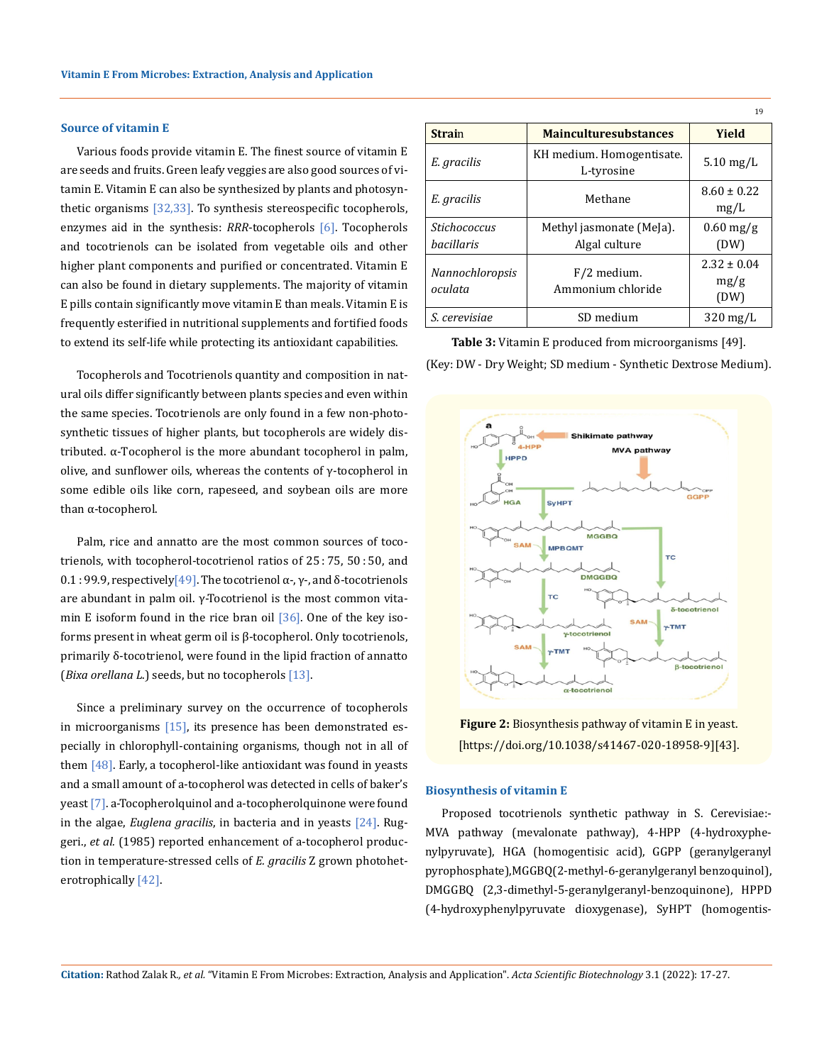## Source of vitamin E

Various foods provide vitamin E. The finest source of vitamin E are seeds and fruits. Green leafy veggies are also good sources of vitamin E. Vitamin E can also be synthesized by plants and photosynthetic organisms [32,33]. To synthesis stereospecific tocopherols, enzymes aid in the synthesis: *RRR*-tocopherols [6]. Tocopherols and tocotrienols can be isolated from vegetable oils and other higher plant components and purified or concentrated. Vitamin E can also be found in dietary supplements. The majority of vitamin E pills contain significantly move vitamin E than meals. Vitamin E is frequently esterified in nutritional supplements and fortified foods to extend its self-life while protecting its antioxidant capabilities.

Tocopherols and Tocotrienols quantity and composition in natural oils differ significantly between plants species and even within the same species. Tocotrienols are only found in a few non-photosynthetic tissues of higher plants, but tocopherols are widely distributed. α-Tocopherol is the more abundant tocopherol in palm, olive, and sunflower oils, whereas the contents of γ-tocopherol in some edible oils like corn, rapeseed, and soybean oils are more than α-tocopherol.

Palm, rice and annatto are the most common sources of tocotrienols, with tocopherol-tocotrienol ratios of 25 : 75, 50 : 50, and 0.1 : 99.9, respectively[49]. The tocotrienol α-, γ-, and δ-tocotrienols are abundant in palm oil. γ-Tocotrienol is the most common vitamin E isoform found in the rice bran oil [36]. One of the key isoforms present in wheat germ oil is β-tocopherol. Only tocotrienols, primarily δ-tocotrienol, were found in the lipid fraction of annatto (*Bixa orellana L.*) seeds, but no tocopherols [13].

Since a preliminary survey on the occurrence of tocopherols in microorganisms [15], its presence has been demonstrated especially in chlorophyll-containing organisms, though not in all of them [48]. Early, a tocopherol-like antioxidant was found in yeasts and a small amount of a-tocopherol was detected in cells of baker's yeast [7]. a-Tocopherolquinol and a-tocopherolquinone were found in the algae, *Euglena gracilis*, in bacteria and in yeasts [24]. Ruggeri., *et al.* (1985) reported enhancement of a-tocopherol production in temperature-stressed cells of *E. gracilis* Z grown photoheterotrophically [42].

| Strain | Mainculturesubstances | Yield |
|---|---|---|
| *E. gracilis* | KH medium. Homogentisate. L-tyrosine | 5.10 mg/L |
| *E. gracilis* | Methane | 8.60 ± 0.22 mg/L |
| *Stichococcus bacillaris* | Methyl jasmonate (MeJa). Algal culture | 0.60 mg/g (DW) |
| *Nannochloropsis oculata* | F/2 medium. Ammonium chloride | 2.32 ± 0.04 mg/g (DW) |
| *S. cerevisiae* | SD medium | 320 mg/L |

**Table 3:** Vitamin E produced from microorganisms [49].

(Key: DW - Dry Weight; SD medium - Synthetic Dextrose Medium).

**Figure 2:** Biosynthesis pathway of vitamin E in yeast. [https://doi.org/10.1038/s41467-020-18958-9][43].

## Biosynthesis of vitamin E

Proposed tocotrienols synthetic pathway in S. Cerevisiae:- MVA pathway (mevalonate pathway), 4-HPP (4-hydroxyphenylpyruvate), HGA (homogentisic acid), GGPP (geranylgeranyl pyrophosphate),MGGBQ(2-methyl-6-geranylgeranyl benzoquinol), DMGGBQ (2,3-dimethyl-5-geranylgeranyl-benzoquinone), HPPD (4-hydroxyphenylpyruvate dioxygenase), SyHPT (homogentis-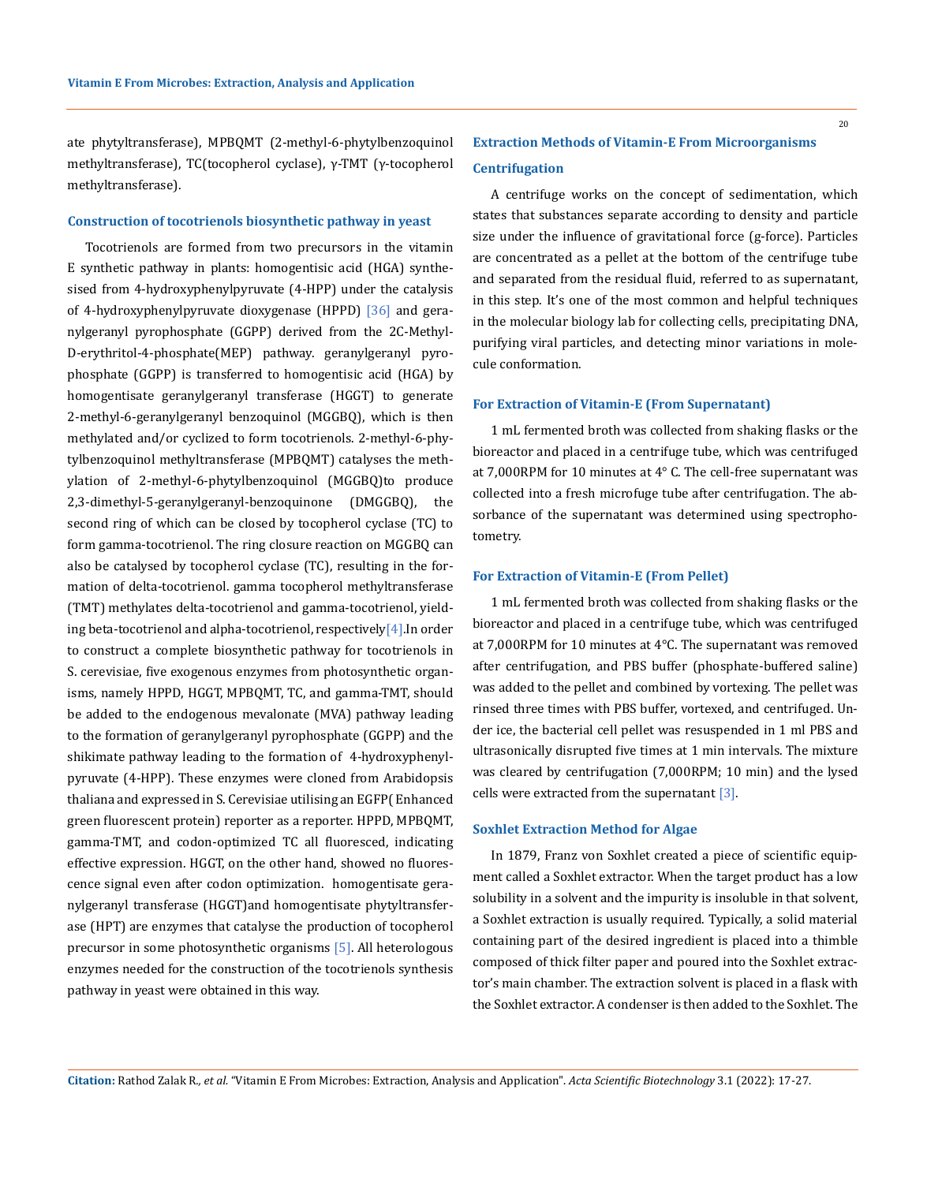ate phytyltransferase), MPBQMT (2-methyl-6-phytylbenzoquinol methyltransferase), TC(tocopherol cyclase), γ-TMT (γ-tocopherol methyltransferase).

### Construction of tocotrienols biosynthetic pathway in yeast

Tocotrienols are formed from two precursors in the vitamin E synthetic pathway in plants: homogentisic acid (HGA) synthesised from 4-hydroxyphenylpyruvate (4-HPP) under the catalysis of 4-hydroxyphenylpyruvate dioxygenase (HPPD) [36] and geranylgeranyl pyrophosphate (GGPP) derived from the 2C-Methyl-D-erythritol-4-phosphate(MEP) pathway. geranylgeranyl pyrophosphate (GGPP) is transferred to homogentisic acid (HGA) by homogentisate geranylgeranyl transferase (HGGT) to generate 2-methyl-6-geranylgeranyl benzoquinol (MGGBQ), which is then methylated and/or cyclized to form tocotrienols. 2-methyl-6-phytylbenzoquinol methyltransferase (MPBQMT) catalyses the methylation of 2-methyl-6-phytylbenzoquinol (MGGBQ)to produce 2,3-dimethyl-5-geranylgeranyl-benzoquinone (DMGGBQ), the second ring of which can be closed by tocopherol cyclase (TC) to form gamma-tocotrienol. The ring closure reaction on MGGBQ can also be catalysed by tocopherol cyclase (TC), resulting in the formation of delta-tocotrienol. gamma tocopherol methyltransferase (TMT) methylates delta-tocotrienol and gamma-tocotrienol, yielding beta-tocotrienol and alpha-tocotrienol, respectively[4].In order to construct a complete biosynthetic pathway for tocotrienols in S. cerevisiae, five exogenous enzymes from photosynthetic organisms, namely HPPD, HGGT, MPBQMT, TC, and gamma-TMT, should be added to the endogenous mevalonate (MVA) pathway leading to the formation of geranylgeranyl pyrophosphate (GGPP) and the shikimate pathway leading to the formation of 4-hydroxyphenylpyruvate (4-HPP). These enzymes were cloned from Arabidopsis thaliana and expressed in S. Cerevisiae utilising an EGFP( Enhanced green fluorescent protein) reporter as a reporter. HPPD, MPBQMT, gamma-TMT, and codon-optimized TC all fluoresced, indicating effective expression. HGGT, on the other hand, showed no fluorescence signal even after codon optimization. homogentisate geranylgeranyl transferase (HGGT)and homogentisate phytyltransferase (HPT) are enzymes that catalyse the production of tocopherol precursor in some photosynthetic organisms [5]. All heterologous enzymes needed for the construction of the tocotrienols synthesis pathway in yeast were obtained in this way.

## Extraction Methods of Vitamin-E From Microorganisms

### Centrifugation

A centrifuge works on the concept of sedimentation, which states that substances separate according to density and particle size under the influence of gravitational force (g-force). Particles are concentrated as a pellet at the bottom of the centrifuge tube and separated from the residual fluid, referred to as supernatant, in this step. It's one of the most common and helpful techniques in the molecular biology lab for collecting cells, precipitating DNA, purifying viral particles, and detecting minor variations in molecule conformation.

### For Extraction of Vitamin-E (From Supernatant)

1 mL fermented broth was collected from shaking flasks or the bioreactor and placed in a centrifuge tube, which was centrifuged at 7,000RPM for 10 minutes at 4° C. The cell-free supernatant was collected into a fresh microfuge tube after centrifugation. The absorbance of the supernatant was determined using spectrophotometry.

### For Extraction of Vitamin-E (From Pellet)

1 mL fermented broth was collected from shaking flasks or the bioreactor and placed in a centrifuge tube, which was centrifuged at 7,000RPM for 10 minutes at 4°C. The supernatant was removed after centrifugation, and PBS buffer (phosphate-buffered saline) was added to the pellet and combined by vortexing. The pellet was rinsed three times with PBS buffer, vortexed, and centrifuged. Under ice, the bacterial cell pellet was resuspended in 1 ml PBS and ultrasonically disrupted five times at 1 min intervals. The mixture was cleared by centrifugation (7,000RPM; 10 min) and the lysed cells were extracted from the supernatant [3].

### Soxhlet Extraction Method for Algae

In 1879, Franz von Soxhlet created a piece of scientific equipment called a Soxhlet extractor. When the target product has a low solubility in a solvent and the impurity is insoluble in that solvent, a Soxhlet extraction is usually required. Typically, a solid material containing part of the desired ingredient is placed into a thimble composed of thick filter paper and poured into the Soxhlet extractor's main chamber. The extraction solvent is placed in a flask with the Soxhlet extractor. A condenser is then added to the Soxhlet. The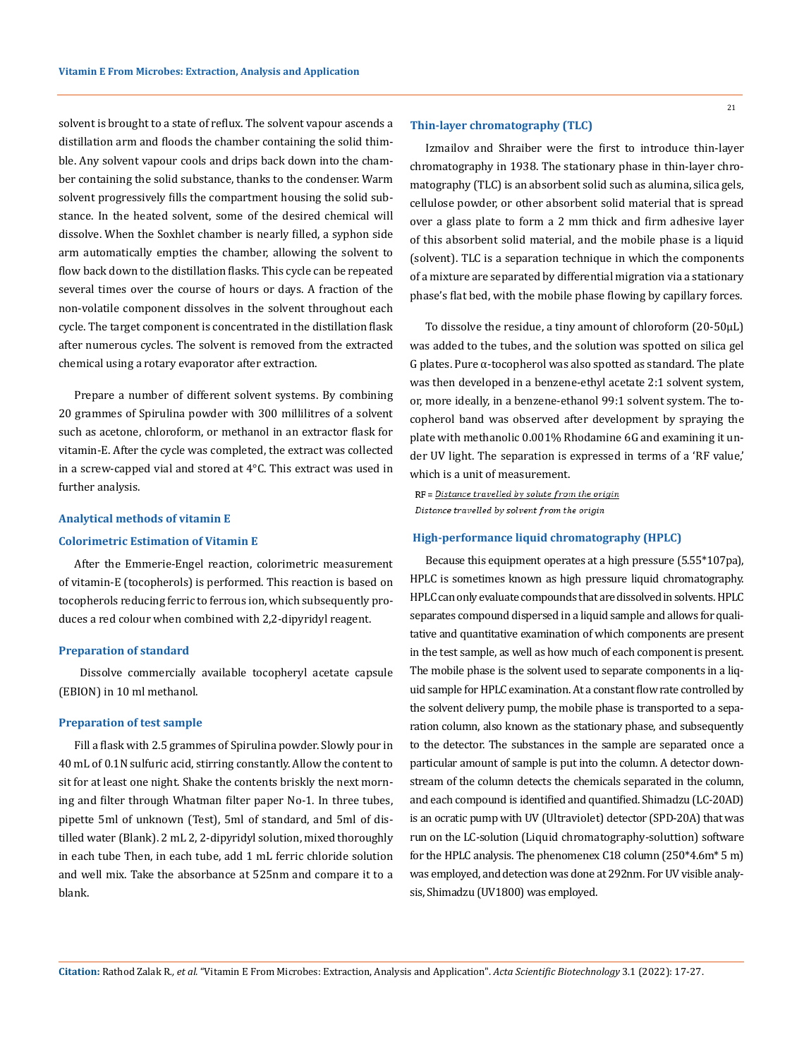solvent is brought to a state of reflux. The solvent vapour ascends a distillation arm and floods the chamber containing the solid thimble. Any solvent vapour cools and drips back down into the chamber containing the solid substance, thanks to the condenser. Warm solvent progressively fills the compartment housing the solid substance. In the heated solvent, some of the desired chemical will dissolve. When the Soxhlet chamber is nearly filled, a syphon side arm automatically empties the chamber, allowing the solvent to flow back down to the distillation flasks. This cycle can be repeated several times over the course of hours or days. A fraction of the non-volatile component dissolves in the solvent throughout each cycle. The target component is concentrated in the distillation flask after numerous cycles. The solvent is removed from the extracted chemical using a rotary evaporator after extraction.

Prepare a number of different solvent systems. By combining 20 grammes of Spirulina powder with 300 millilitres of a solvent such as acetone, chloroform, or methanol in an extractor flask for vitamin-E. After the cycle was completed, the extract was collected in a screw-capped vial and stored at 4°C. This extract was used in further analysis.

### Analytical methods of vitamin E

### Colorimetric Estimation of Vitamin E

After the Emmerie-Engel reaction, colorimetric measurement of vitamin-E (tocopherols) is performed. This reaction is based on tocopherols reducing ferric to ferrous ion, which subsequently produces a red colour when combined with 2,2-dipyridyl reagent.

### Preparation of standard

Dissolve commercially available tocopheryl acetate capsule (EBION) in 10 ml methanol.

### Preparation of test sample

Fill a flask with 2.5 grammes of Spirulina powder. Slowly pour in 40 mL of 0.1N sulfuric acid, stirring constantly. Allow the content to sit for at least one night. Shake the contents briskly the next morning and filter through Whatman filter paper No-1. In three tubes, pipette 5ml of unknown (Test), 5ml of standard, and 5ml of distilled water (Blank). 2 mL 2, 2-dipyridyl solution, mixed thoroughly in each tube Then, in each tube, add 1 mL ferric chloride solution and well mix. Take the absorbance at 525nm and compare it to a blank.

### Thin-layer chromatography (TLC)

Izmailov and Shraiber were the first to introduce thin-layer chromatography in 1938. The stationary phase in thin-layer chromatography (TLC) is an absorbent solid such as alumina, silica gels, cellulose powder, or other absorbent solid material that is spread over a glass plate to form a 2 mm thick and firm adhesive layer of this absorbent solid material, and the mobile phase is a liquid (solvent). TLC is a separation technique in which the components of a mixture are separated by differential migration via a stationary phase's flat bed, with the mobile phase flowing by capillary forces.

To dissolve the residue, a tiny amount of chloroform (20-50μL) was added to the tubes, and the solution was spotted on silica gel G plates. Pure α-tocopherol was also spotted as standard. The plate was then developed in a benzene-ethyl acetate 2:1 solvent system, or, more ideally, in a benzene-ethanol 99:1 solvent system. The tocopherol band was observed after development by spraying the plate with methanolic 0.001% Rhodamine 6G and examining it under UV light. The separation is expressed in terms of a 'RF value,' which is a unit of measurement.

$$RF = \frac{\text{Distance travelled by solute from the origin}}{\text{Distance travelled by solvent from the origin}}$$

### High-performance liquid chromatography (HPLC)

Because this equipment operates at a high pressure (5.55*107pa), HPLC is sometimes known as high pressure liquid chromatography. HPLC can only evaluate compounds that are dissolved in solvents. HPLC separates compound dispersed in a liquid sample and allows for qualitative and quantitative examination of which components are present in the test sample, as well as how much of each component is present. The mobile phase is the solvent used to separate components in a liquid sample for HPLC examination. At a constant flow rate controlled by the solvent delivery pump, the mobile phase is transported to a separation column, also known as the stationary phase, and subsequently to the detector. The substances in the sample are separated once a particular amount of sample is put into the column. A detector downstream of the column detects the chemicals separated in the column, and each compound is identified and quantified. Shimadzu (LC-20AD) is an ocratic pump with UV (Ultraviolet) detector (SPD-20A) that was run on the LC-solution (Liquid chromatography-soluttion) software for the HPLC analysis. The phenomenex C18 column (250*4.6m* 5 m) was employed, and detection was done at 292nm. For UV visible analysis, Shimadzu (UV1800) was employed.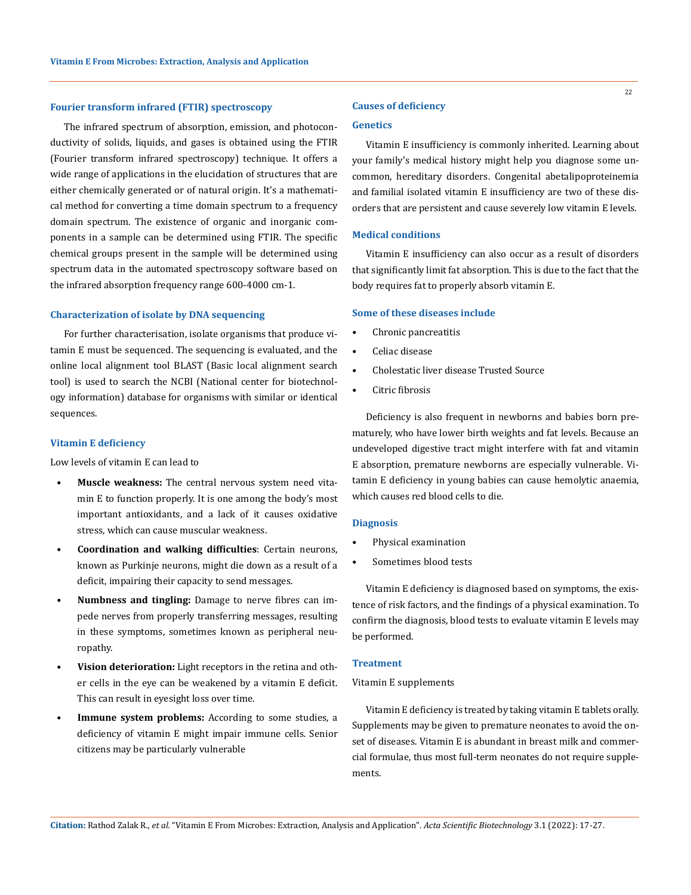### Fourier transform infrared (FTIR) spectroscopy

The infrared spectrum of absorption, emission, and photoconductivity of solids, liquids, and gases is obtained using the FTIR (Fourier transform infrared spectroscopy) technique. It offers a wide range of applications in the elucidation of structures that are either chemically generated or of natural origin. It's a mathematical method for converting a time domain spectrum to a frequency domain spectrum. The existence of organic and inorganic components in a sample can be determined using FTIR. The specific chemical groups present in the sample will be determined using spectrum data in the automated spectroscopy software based on the infrared absorption frequency range 600-4000 cm-1.

### Characterization of isolate by DNA sequencing

For further characterisation, isolate organisms that produce vitamin E must be sequenced. The sequencing is evaluated, and the online local alignment tool BLAST (Basic local alignment search tool) is used to search the NCBI (National center for biotechnology information) database for organisms with similar or identical sequences.

### Vitamin E deficiency

Low levels of vitamin E can lead to

- **Muscle weakness:** The central nervous system need vitamin E to function properly. It is one among the body's most important antioxidants, and a lack of it causes oxidative stress, which can cause muscular weakness.
- **Coordination and walking difficulties**: Certain neurons, known as Purkinje neurons, might die down as a result of a deficit, impairing their capacity to send messages.
- **Numbness and tingling:** Damage to nerve fibres can impede nerves from properly transferring messages, resulting in these symptoms, sometimes known as peripheral neuropathy.
- **Vision deterioration:** Light receptors in the retina and other cells in the eye can be weakened by a vitamin E deficit. This can result in eyesight loss over time.
- **Immune system problems:** According to some studies, a deficiency of vitamin E might impair immune cells. Senior citizens may be particularly vulnerable

### Causes of deficiency

### Genetics

Vitamin E insufficiency is commonly inherited. Learning about your family's medical history might help you diagnose some uncommon, hereditary disorders. Congenital abetalipoproteinemia and familial isolated vitamin E insufficiency are two of these disorders that are persistent and cause severely low vitamin E levels.

### Medical conditions

Vitamin E insufficiency can also occur as a result of disorders that significantly limit fat absorption. This is due to the fact that the body requires fat to properly absorb vitamin E.

### Some of these diseases include

- Chronic pancreatitis
- Celiac disease
- Cholestatic liver disease Trusted Source
- Citric fibrosis

Deficiency is also frequent in newborns and babies born prematurely, who have lower birth weights and fat levels. Because an undeveloped digestive tract might interfere with fat and vitamin E absorption, premature newborns are especially vulnerable. Vitamin E deficiency in young babies can cause hemolytic anaemia, which causes red blood cells to die.

### Diagnosis

- Physical examination
- Sometimes blood tests

Vitamin E deficiency is diagnosed based on symptoms, the existence of risk factors, and the findings of a physical examination. To confirm the diagnosis, blood tests to evaluate vitamin E levels may be performed.

### Treatment

Vitamin E supplements

Vitamin E deficiency is treated by taking vitamin E tablets orally. Supplements may be given to premature neonates to avoid the onset of diseases. Vitamin E is abundant in breast milk and commercial formulae, thus most full-term neonates do not require supplements.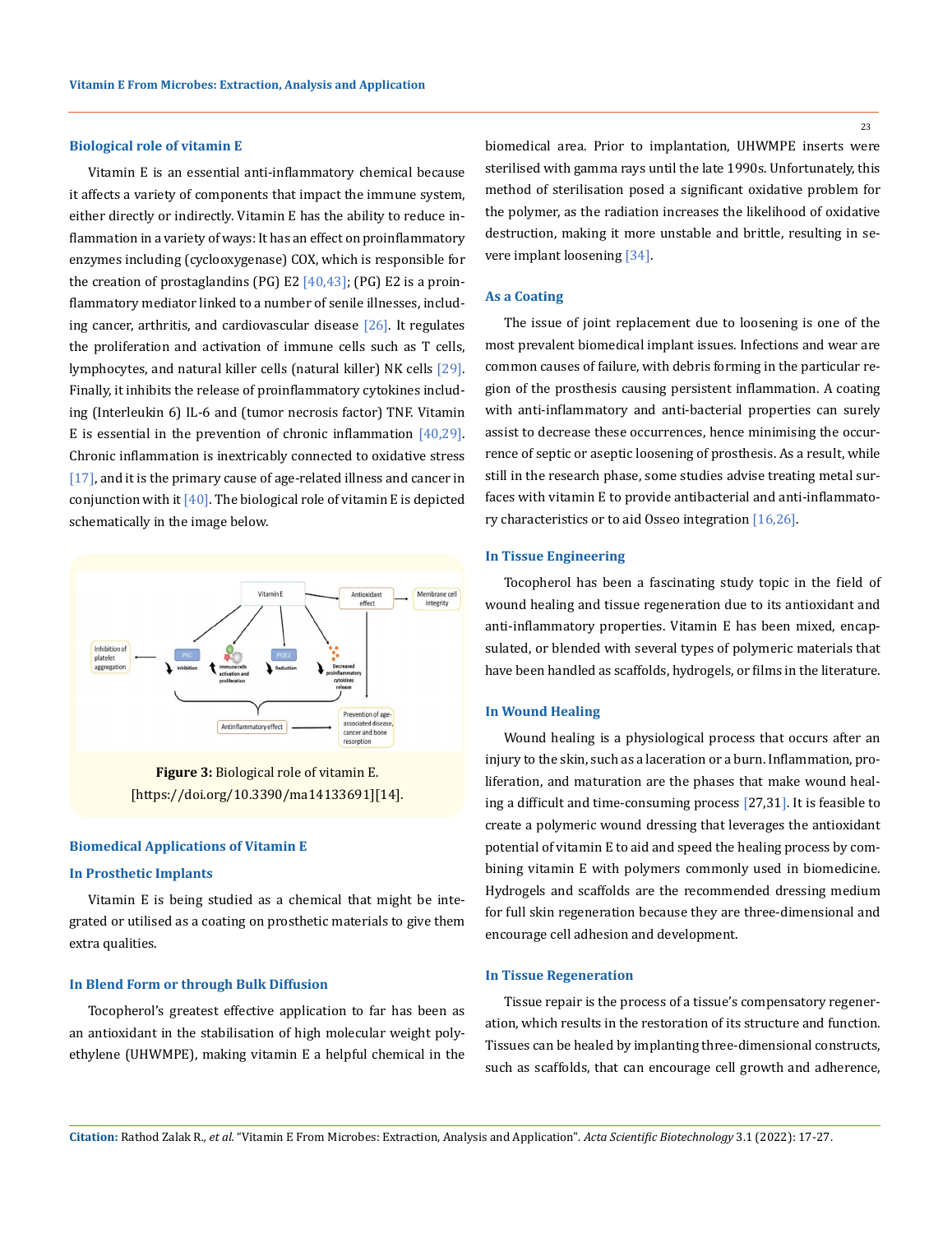## Biological role of vitamin E

Vitamin E is an essential anti-inflammatory chemical because it affects a variety of components that impact the immune system, either directly or indirectly. Vitamin E has the ability to reduce inflammation in a variety of ways: It has an effect on proinflammatory enzymes including (cyclooxygenase) COX, which is responsible for the creation of prostaglandins (PG) E2 [40,43]; (PG) E2 is a proinflammatory mediator linked to a number of senile illnesses, including cancer, arthritis, and cardiovascular disease [26]. It regulates the proliferation and activation of immune cells such as T cells, lymphocytes, and natural killer cells (natural killer) NK cells [29]. Finally, it inhibits the release of proinflammatory cytokines including (Interleukin 6) IL-6 and (tumor necrosis factor) TNF. Vitamin E is essential in the prevention of chronic inflammation [40,29]. Chronic inflammation is inextricably connected to oxidative stress [17], and it is the primary cause of age-related illness and cancer in conjunction with it [40]. The biological role of vitamin E is depicted schematically in the image below.

**Figure 3:** Biological role of vitamin E. [https://doi.org/10.3390/ma14133691][14].

## Biomedical Applications of Vitamin E

### In Prosthetic Implants

Vitamin E is being studied as a chemical that might be integrated or utilised as a coating on prosthetic materials to give them extra qualities.

### In Blend Form or through Bulk Diffusion

Tocopherol's greatest effective application to far has been as an antioxidant in the stabilisation of high molecular weight polyethylene (UHWMPE), making vitamin E a helpful chemical in the biomedical area. Prior to implantation, UHWMPE inserts were sterilised with gamma rays until the late 1990s. Unfortunately, this method of sterilisation posed a significant oxidative problem for the polymer, as the radiation increases the likelihood of oxidative destruction, making it more unstable and brittle, resulting in severe implant loosening [34].

### As a Coating

The issue of joint replacement due to loosening is one of the most prevalent biomedical implant issues. Infections and wear are common causes of failure, with debris forming in the particular region of the prosthesis causing persistent inflammation. A coating with anti-inflammatory and anti-bacterial properties can surely assist to decrease these occurrences, hence minimising the occurrence of septic or aseptic loosening of prosthesis. As a result, while still in the research phase, some studies advise treating metal surfaces with vitamin E to provide antibacterial and anti-inflammatory characteristics or to aid Osseo integration [16,26].

### In Tissue Engineering

Tocopherol has been a fascinating study topic in the field of wound healing and tissue regeneration due to its antioxidant and anti-inflammatory properties. Vitamin E has been mixed, encapsulated, or blended with several types of polymeric materials that have been handled as scaffolds, hydrogels, or films in the literature.

### In Wound Healing

Wound healing is a physiological process that occurs after an injury to the skin, such as a laceration or a burn. Inflammation, proliferation, and maturation are the phases that make wound healing a difficult and time-consuming process [27,31]. It is feasible to create a polymeric wound dressing that leverages the antioxidant potential of vitamin E to aid and speed the healing process by combining vitamin E with polymers commonly used in biomedicine. Hydrogels and scaffolds are the recommended dressing medium for full skin regeneration because they are three-dimensional and encourage cell adhesion and development.

### In Tissue Regeneration

Tissue repair is the process of a tissue's compensatory regeneration, which results in the restoration of its structure and function. Tissues can be healed by implanting three-dimensional constructs, such as scaffolds, that can encourage cell growth and adherence,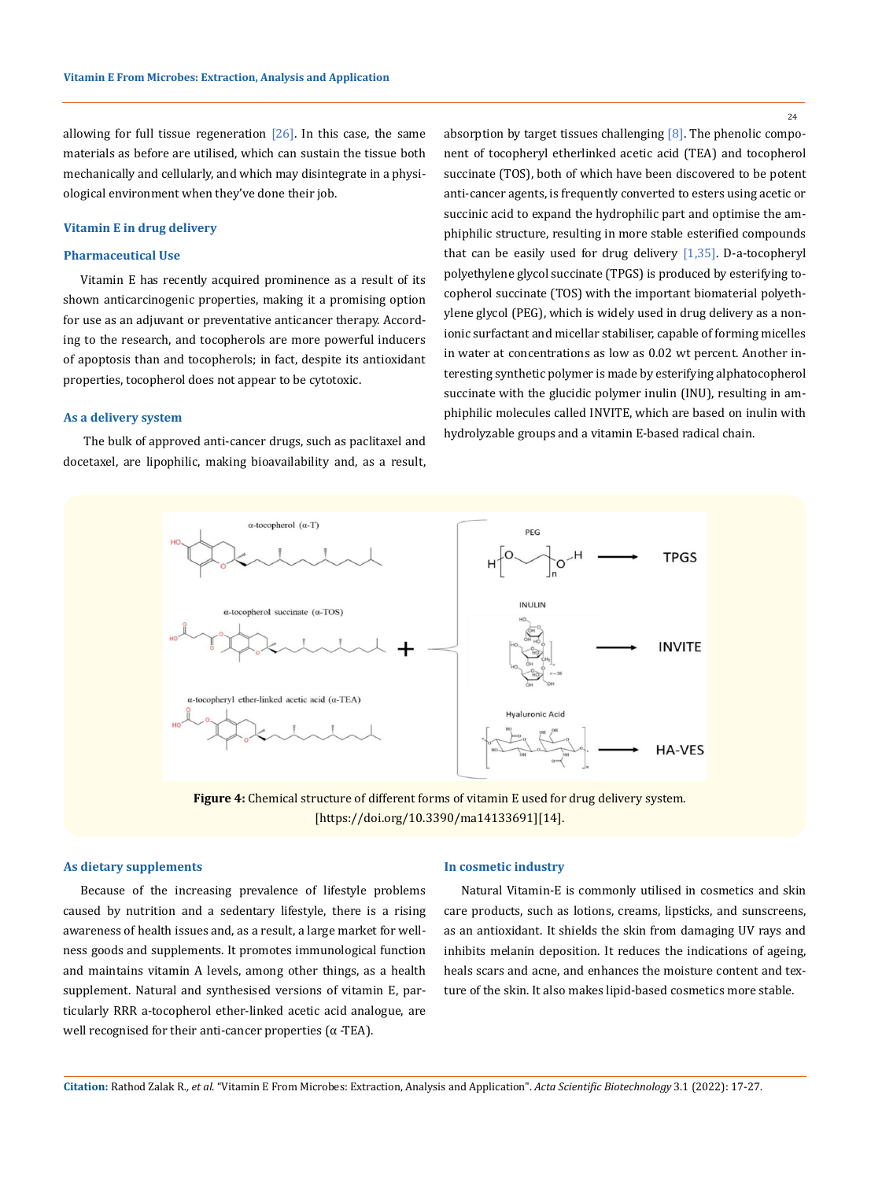allowing for full tissue regeneration [26]. In this case, the same materials as before are utilised, which can sustain the tissue both mechanically and cellularly, and which may disintegrate in a physiological environment when they've done their job.

## Vitamin E in drug delivery

### Pharmaceutical Use

Vitamin E has recently acquired prominence as a result of its shown anticarcinogenic properties, making it a promising option for use as an adjuvant or preventative anticancer therapy. According to the research, and tocopherols are more powerful inducers of apoptosis than and tocopherols; in fact, despite its antioxidant properties, tocopherol does not appear to be cytotoxic.

### As a delivery system

The bulk of approved anti-cancer drugs, such as paclitaxel and docetaxel, are lipophilic, making bioavailability and, as a result, absorption by target tissues challenging [8]. The phenolic component of tocopheryl etherlinked acetic acid (TEA) and tocopherol succinate (TOS), both of which have been discovered to be potent anti-cancer agents, is frequently converted to esters using acetic or succinic acid to expand the hydrophilic part and optimise the amphiphilic structure, resulting in more stable esterified compounds that can be easily used for drug delivery [1,35]. D-a-tocopheryl polyethylene glycol succinate (TPGS) is produced by esterifying tocopherol succinate (TOS) with the important biomaterial polyethylene glycol (PEG), which is widely used in drug delivery as a nonionic surfactant and micellar stabiliser, capable of forming micelles in water at concentrations as low as 0.02 wt percent. Another interesting synthetic polymer is made by esterifying alphatocopherol succinate with the glucidic polymer inulin (INU), resulting in amphiphilic molecules called INVITE, which are based on inulin with hydrolyzable groups and a vitamin E-based radical chain.

**Figure 4:** Chemical structure of different forms of vitamin E used for drug delivery system. [https://doi.org/10.3390/ma14133691][14].

### As dietary supplements

Because of the increasing prevalence of lifestyle problems caused by nutrition and a sedentary lifestyle, there is a rising awareness of health issues and, as a result, a large market for wellness goods and supplements. It promotes immunological function and maintains vitamin A levels, among other things, as a health supplement. Natural and synthesised versions of vitamin E, particularly RRR a-tocopherol ether-linked acetic acid analogue, are well recognised for their anti-cancer properties (α -TEA).

### In cosmetic industry

Natural Vitamin-E is commonly utilised in cosmetics and skin care products, such as lotions, creams, lipsticks, and sunscreens, as an antioxidant. It shields the skin from damaging UV rays and inhibits melanin deposition. It reduces the indications of ageing, heals scars and acne, and enhances the moisture content and texture of the skin. It also makes lipid-based cosmetics more stable.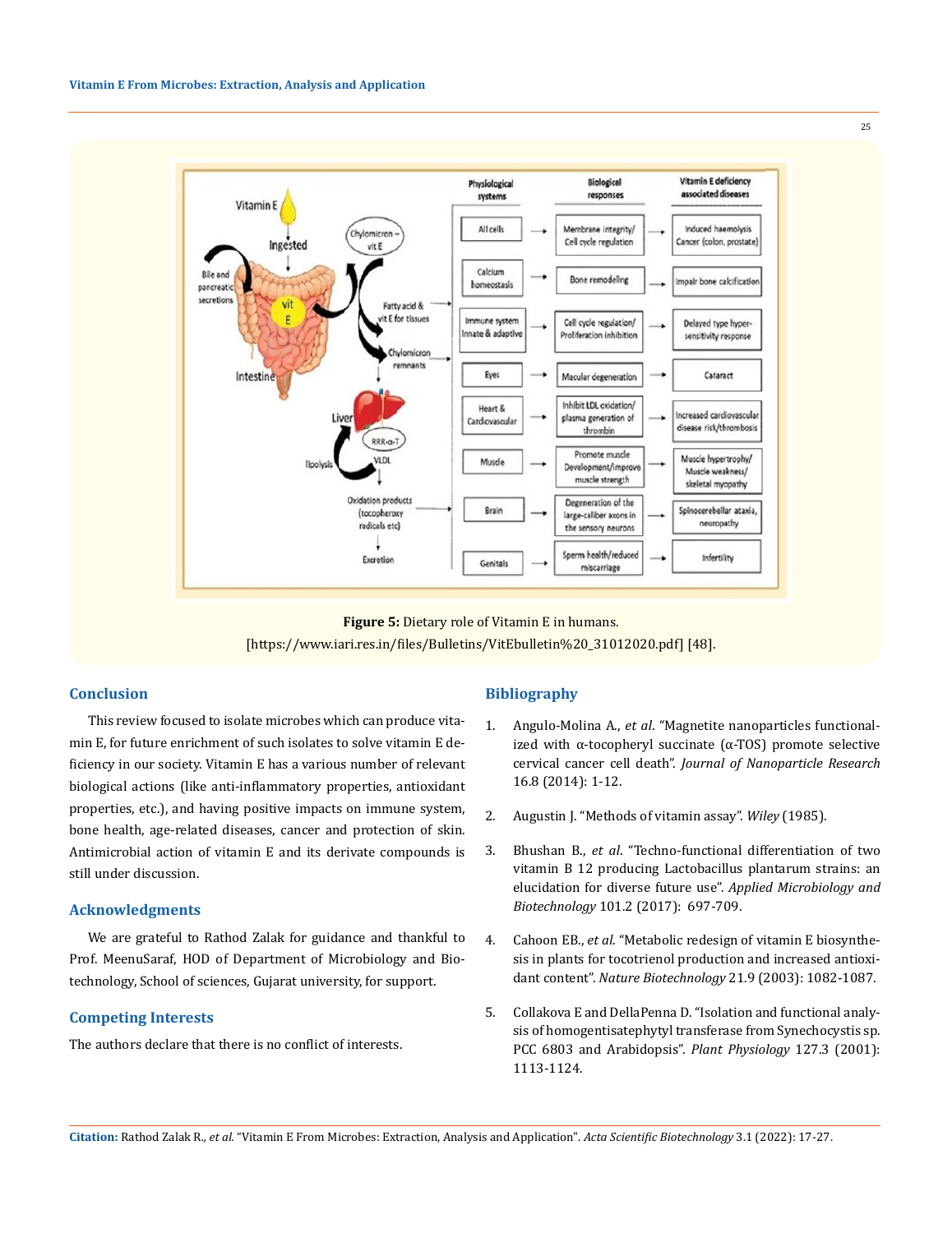**Figure 5:** Dietary role of Vitamin E in humans. [https://www.iari.res.in/files/Bulletins/VitEbulletin%20_31012020.pdf] [48].

## Conclusion

This review focused to isolate microbes which can produce vitamin E, for future enrichment of such isolates to solve vitamin E deficiency in our society. Vitamin E has a various number of relevant biological actions (like anti-inflammatory properties, antioxidant properties, etc.), and having positive impacts on immune system, bone health, age-related diseases, cancer and protection of skin. Antimicrobial action of vitamin E and its derivate compounds is still under discussion.

## Acknowledgments

We are grateful to Rathod Zalak for guidance and thankful to Prof. MeenuSaraf, HOD of Department of Microbiology and Biotechnology, School of sciences, Gujarat university, for support.

## Competing Interests

The authors declare that there is no conflict of interests.

## Bibliography

1. Angulo-Molina A., *et al*. "Magnetite nanoparticles functionalized with α-tocopheryl succinate (α-TOS) promote selective cervical cancer cell death". *Journal of Nanoparticle Research* 16.8 (2014): 1-12.
2. Augustin J. "Methods of vitamin assay". *Wiley* (1985).
3. Bhushan B., *et al*. "Techno-functional differentiation of two vitamin B 12 producing Lactobacillus plantarum strains: an elucidation for diverse future use". *Applied Microbiology and Biotechnology* 101.2 (2017): 697-709.
4. Cahoon EB., *et al*. "Metabolic redesign of vitamin E biosynthesis in plants for tocotrienol production and increased antioxidant content". *Nature Biotechnology* 21.9 (2003): 1082-1087.
5. Collakova E and DellaPenna D. "Isolation and functional analysis of homogentisatephytyl transferase from Synechocystis sp. PCC 6803 and Arabidopsis". *Plant Physiology* 127.3 (2001): 1113-1124.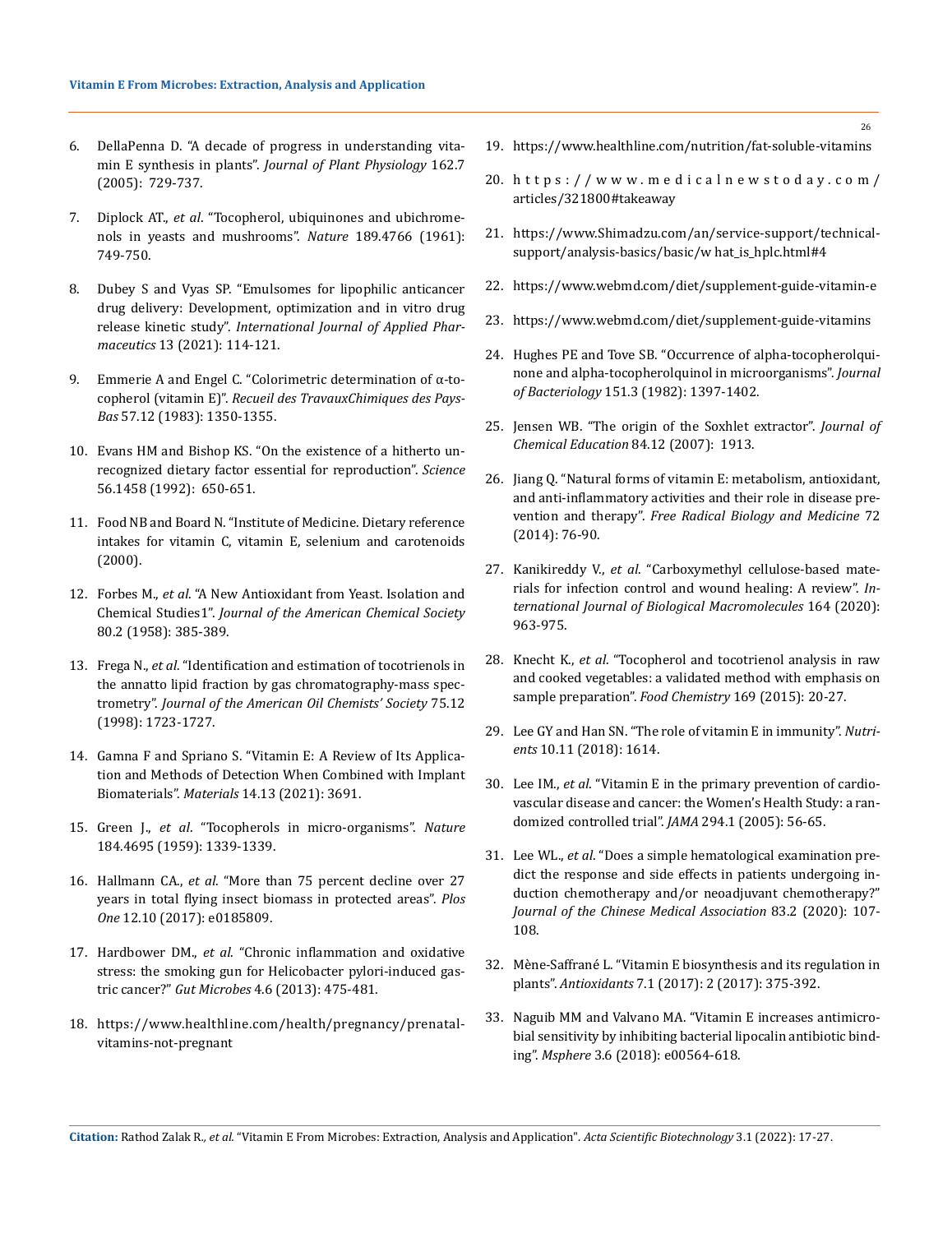6. DellaPenna D. "A decade of progress in understanding vitamin E synthesis in plants". *Journal of Plant Physiology* 162.7 (2005): 729-737.

7. Diplock AT., *et al*. "Tocopherol, ubiquinones and ubichromenols in yeasts and mushrooms". *Nature* 189.4766 (1961): 749-750.

8. Dubey S and Vyas SP. "Emulsomes for lipophilic anticancer drug delivery: Development, optimization and in vitro drug release kinetic study". *International Journal of Applied Pharmaceutics* 13 (2021): 114-121.

9. Emmerie A and Engel C. "Colorimetric determination of α-tocopherol (vitamin E)". *Recueil des TravauxChimiques des Pays-Bas* 57.12 (1983): 1350-1355.

10. Evans HM and Bishop KS. "On the existence of a hitherto unrecognized dietary factor essential for reproduction". *Science* 56.1458 (1992): 650-651.

11. Food NB and Board N. "Institute of Medicine. Dietary reference intakes for vitamin C, vitamin E, selenium and carotenoids (2000).

12. Forbes M., *et al*. "A New Antioxidant from Yeast. Isolation and Chemical Studies1". *Journal of the American Chemical Society* 80.2 (1958): 385-389.

13. Frega N., *et al*. "Identification and estimation of tocotrienols in the annatto lipid fraction by gas chromatography-mass spectrometry". *Journal of the American Oil Chemists' Society* 75.12 (1998): 1723-1727.

14. Gamna F and Spriano S. "Vitamin E: A Review of Its Application and Methods of Detection When Combined with Implant Biomaterials". *Materials* 14.13 (2021): 3691.

15. Green J., *et al*. "Tocopherols in micro-organisms". *Nature* 184.4695 (1959): 1339-1339.

16. Hallmann CA., *et al*. "More than 75 percent decline over 27 years in total flying insect biomass in protected areas". *Plos One* 12.10 (2017): e0185809.

17. Hardbower DM., *et al*. "Chronic inflammation and oxidative stress: the smoking gun for Helicobacter pylori-induced gastric cancer?" *Gut Microbes* 4.6 (2013): 475-481.

18. https://www.healthline.com/health/pregnancy/prenatal-vitamins-not-pregnant

19. https://www.healthline.com/nutrition/fat-soluble-vitamins

20. https://www.medicalnewstoday.com/articles/321800#takeaway

21. https://www.Shimadzu.com/an/service-support/technical-support/analysis-basics/basic/w hat_is_hplc.html#4

22. https://www.webmd.com/diet/supplement-guide-vitamin-e

23. https://www.webmd.com/diet/supplement-guide-vitamins

24. Hughes PE and Tove SB. "Occurrence of alpha-tocopherolquinone and alpha-tocopherolquinol in microorganisms". *Journal of Bacteriology* 151.3 (1982): 1397-1402.

25. Jensen WB. "The origin of the Soxhlet extractor". *Journal of Chemical Education* 84.12 (2007): 1913.

26. Jiang Q. "Natural forms of vitamin E: metabolism, antioxidant, and anti-inflammatory activities and their role in disease prevention and therapy". *Free Radical Biology and Medicine* 72 (2014): 76-90.

27. Kanikireddy V., *et al*. "Carboxymethyl cellulose-based materials for infection control and wound healing: A review". *International Journal of Biological Macromolecules* 164 (2020): 963-975.

28. Knecht K., *et al*. "Tocopherol and tocotrienol analysis in raw and cooked vegetables: a validated method with emphasis on sample preparation". *Food Chemistry* 169 (2015): 20-27.

29. Lee GY and Han SN. "The role of vitamin E in immunity". *Nutrients* 10.11 (2018): 1614.

30. Lee IM., *et al*. "Vitamin E in the primary prevention of cardiovascular disease and cancer: the Women's Health Study: a randomized controlled trial". *JAMA* 294.1 (2005): 56-65.

31. Lee WL., *et al*. "Does a simple hematological examination predict the response and side effects in patients undergoing induction chemotherapy and/or neoadjuvant chemotherapy?" *Journal of the Chinese Medical Association* 83.2 (2020): 107-108.

32. Mène-Saffrané L. "Vitamin E biosynthesis and its regulation in plants". *Antioxidants* 7.1 (2017): 2 (2017): 375-392.

33. Naguib MM and Valvano MA. "Vitamin E increases antimicrobial sensitivity by inhibiting bacterial lipocalin antibiotic binding". *Msphere* 3.6 (2018): e00564-618.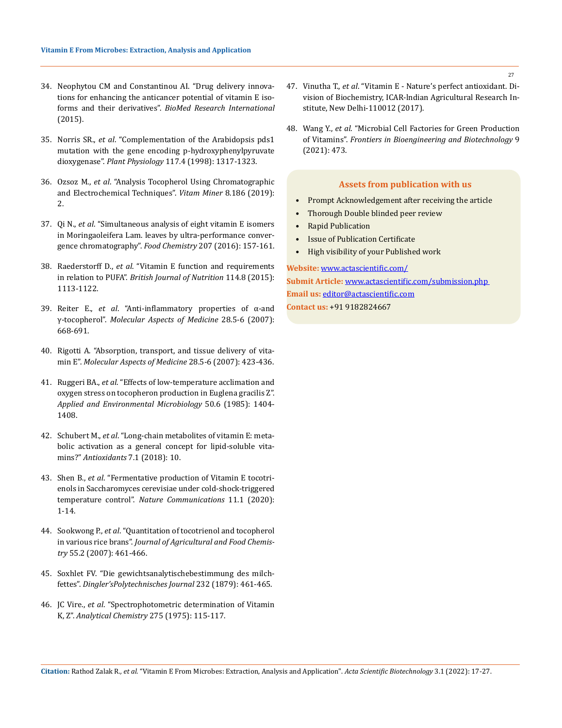34. Neophytou CM and Constantinou AI. "Drug delivery innovations for enhancing the anticancer potential of vitamin E isoforms and their derivatives". *BioMed Research International* (2015).

35. Norris SR., *et al*. "Complementation of the Arabidopsis pds1 mutation with the gene encoding p-hydroxyphenylpyruvate dioxygenase". *Plant Physiology* 117.4 (1998): 1317-1323.

36. Ozsoz M., *et al*. "Analysis Tocopherol Using Chromatographic and Electrochemical Techniques". *Vitam Miner* 8.186 (2019): 2.

37. Qi N., *et al*. "Simultaneous analysis of eight vitamin E isomers in Moringaoleifera Lam. leaves by ultra-performance convergence chromatography". *Food Chemistry* 207 (2016): 157-161.

38. Raederstorff D., *et al*. "Vitamin E function and requirements in relation to PUFA". *British Journal of Nutrition* 114.8 (2015): 1113-1122.

39. Reiter E., *et al*. "Anti-inflammatory properties of α-and γ-tocopherol". *Molecular Aspects of Medicine* 28.5-6 (2007): 668-691.

40. Rigotti A. "Absorption, transport, and tissue delivery of vitamin E". *Molecular Aspects of Medicine* 28.5-6 (2007): 423-436.

41. Ruggeri BA., *et al*. "Effects of low-temperature acclimation and oxygen stress on tocopheron production in Euglena gracilis Z". *Applied and Environmental Microbiology* 50.6 (1985): 1404-1408.

42. Schubert M., *et al*. "Long-chain metabolites of vitamin E: metabolic activation as a general concept for lipid-soluble vitamins?" *Antioxidants* 7.1 (2018): 10.

43. Shen B., *et al*. "Fermentative production of Vitamin E tocotrienols in Saccharomyces cerevisiae under cold-shock-triggered temperature control". *Nature Communications* 11.1 (2020): 1-14.

44. Sookwong P., *et al*. "Quantitation of tocotrienol and tocopherol in various rice brans". *Journal of Agricultural and Food Chemistry* 55.2 (2007): 461-466.

45. Soxhlet FV. "Die gewichtsanalytischebestimmung des milchfettes". *Dingler'sPolytechnisches Journal* 232 (1879): 461-465.

46. JC Vire., *et al*. "Spectrophotometric determination of Vitamin K, Z". *Analytical Chemistry* 275 (1975): 115-117.

47. Vinutha T., *et al*. "Vitamin E - Nature's perfect antioxidant. Division of Biochemistry, ICAR-lndian Agricultural Research Institute, New Delhi-110012 (2017).

48. Wang Y., *et al*. "Microbial Cell Factories for Green Production of Vitamins". *Frontiers in Bioengineering and Biotechnology* 9 (2021): 473.

**Assets from publication with us**

- Prompt Acknowledgement after receiving the article
- Thorough Double blinded peer review
- Rapid Publication
- Issue of Publication Certificate
- High visibility of your Published work

**Website:** www.actascientific.com/

**Submit Article:** www.actascientific.com/submission.php

**Email us:** editor@actascientific.com

**Contact us:** +91 9182824667